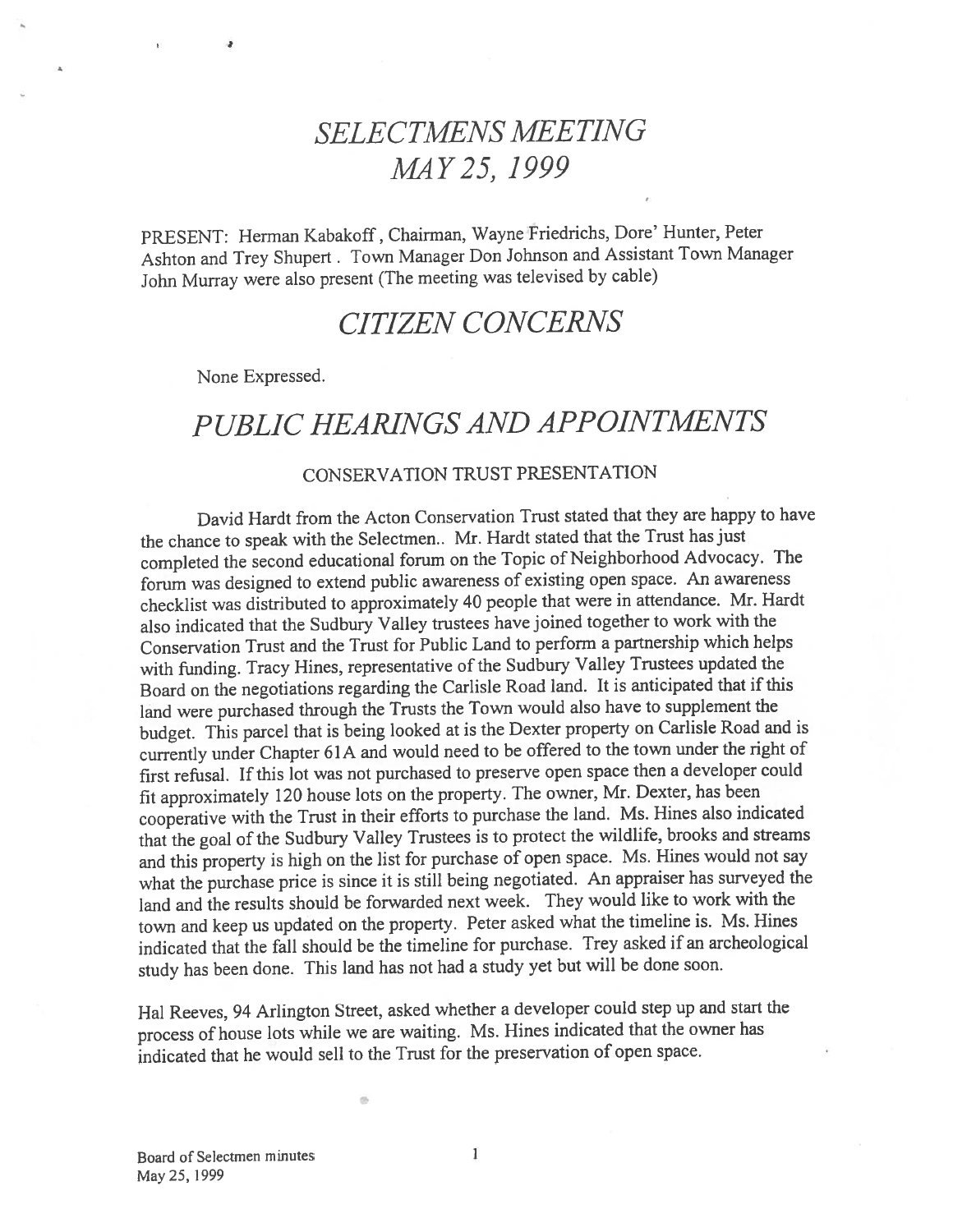# *SELECTMENS MEETING*
# *MAY 25, 1999*

PRESENT: Herman Kabakoff, Chairman, Wayne Friedrichs, Dore' Hunter, Peter Ashton and Trey Shupert. Town Manager Don Johnson and Assistant Town Manager John Murray were also present (The meeting was televised by cable)

## *CITIZEN CONCERNS*

None Expressed.

## *PUBLIC HEARINGS AND APPOINTMENTS*

### CONSERVATION TRUST PRESENTATION

David Hardt from the Acton Conservation Trust stated that they are happy to have the chance to speak with the Selectmen.. Mr. Hardt stated that the Trust has just completed the second educational forum on the Topic of Neighborhood Advocacy. The forum was designed to extend public awareness of existing open space. An awareness checklist was distributed to approximately 40 people that were in attendance. Mr. Hardt also indicated that the Sudbury Valley trustees have joined together to work with the Conservation Trust and the Trust for Public Land to perform a partnership which helps with funding. Tracy Hines, representative of the Sudbury Valley Trustees updated the Board on the negotiations regarding the Carlisle Road land. It is anticipated that if this land were purchased through the Trusts the Town would also have to supplement the budget. This parcel that is being looked at is the Dexter property on Carlisle Road and is currently under Chapter 61A and would need to be offered to the town under the right of first refusal. If this lot was not purchased to preserve open space then a developer could fit approximately 120 house lots on the property. The owner, Mr. Dexter, has been cooperative with the Trust in their efforts to purchase the land. Ms. Hines also indicated that the goal of the Sudbury Valley Trustees is to protect the wildlife, brooks and streams and this property is high on the list for purchase of open space. Ms. Hines would not say what the purchase price is since it is still being negotiated. An appraiser has surveyed the land and the results should be forwarded next week. They would like to work with the town and keep us updated on the property. Peter asked what the timeline is. Ms. Hines indicated that the fall should be the timeline for purchase. Trey asked if an archeological study has been done. This land has not had a study yet but will be done soon.

Hal Reeves, 94 Arlington Street, asked whether a developer could step up and start the process of house lots while we are waiting. Ms. Hines indicated that the owner has indicated that he would sell to the Trust for the preservation of open space.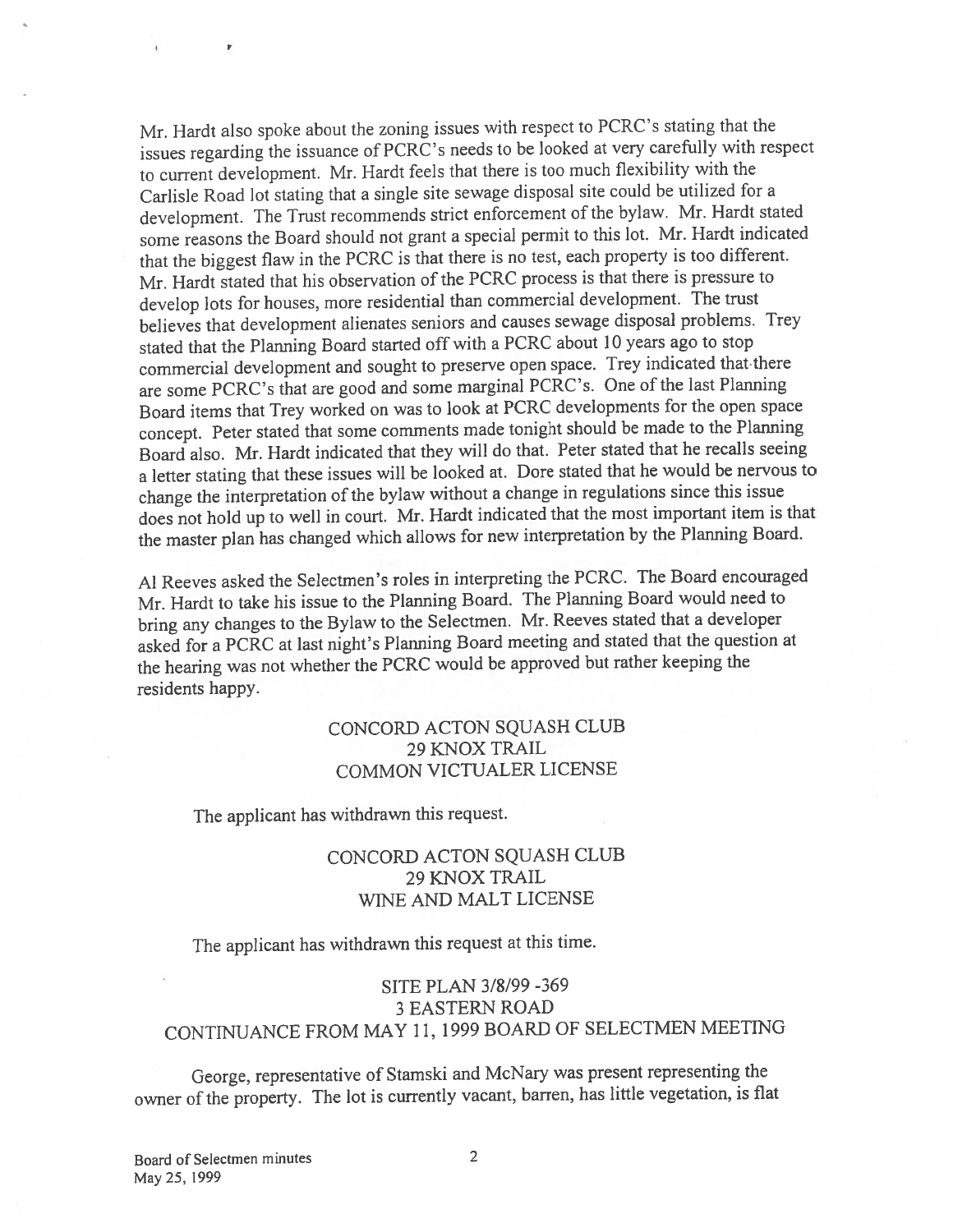Mr. Hardt also spoke about the zoning issues with respect to PCRC's stating that the issues regarding the issuance of PCRC's needs to be looked at very carefully with respect to current development. Mr. Hardt feels that there is too much flexibility with the Carlisle Road lot stating that a single site sewage disposal site could be utilized for a development. The Trust recommends strict enforcement of the bylaw. Mr. Hardt stated some reasons the Board should not grant a special permit to this lot. Mr. Hardt indicated that the biggest flaw in the PCRC is that there is no test, each property is too different. Mr. Hardt stated that his observation of the PCRC process is that there is pressure to develop lots for houses, more residential than commercial development. The trust believes that development alienates seniors and causes sewage disposal problems. Trey stated that the Planning Board started off with a PCRC about 10 years ago to stop commercial development and sought to preserve open space. Trey indicated that there are some PCRC's that are good and some marginal PCRC's. One of the last Planning Board items that Trey worked on was to look at PCRC developments for the open space concept. Peter stated that some comments made tonight should be made to the Planning Board also. Mr. Hardt indicated that they will do that. Peter stated that he recalls seeing a letter stating that these issues will be looked at. Dore stated that he would be nervous to change the interpretation of the bylaw without a change in regulations since this issue does not hold up to well in court. Mr. Hardt indicated that the most important item is that the master plan has changed which allows for new interpretation by the Planning Board.

Al Reeves asked the Selectmen's roles in interpreting the PCRC. The Board encouraged Mr. Hardt to take his issue to the Planning Board. The Planning Board would need to bring any changes to the Bylaw to the Selectmen. Mr. Reeves stated that a developer asked for a PCRC at last night's Planning Board meeting and stated that the question at the hearing was not whether the PCRC would be approved but rather keeping the residents happy.

### CONCORD ACTON SQUASH CLUB
### 29 KNOX TRAIL
### COMMON VICTUALER LICENSE

The applicant has withdrawn this request.

### CONCORD ACTON SQUASH CLUB
### 29 KNOX TRAIL
### WINE AND MALT LICENSE

The applicant has withdrawn this request at this time.

### SITE PLAN 3/8/99 -369
### 3 EASTERN ROAD
### CONTINUANCE FROM MAY 11, 1999 BOARD OF SELECTMEN MEETING

George, representative of Stamski and McNary was present representing the owner of the property. The lot is currently vacant, barren, has little vegetation, is flat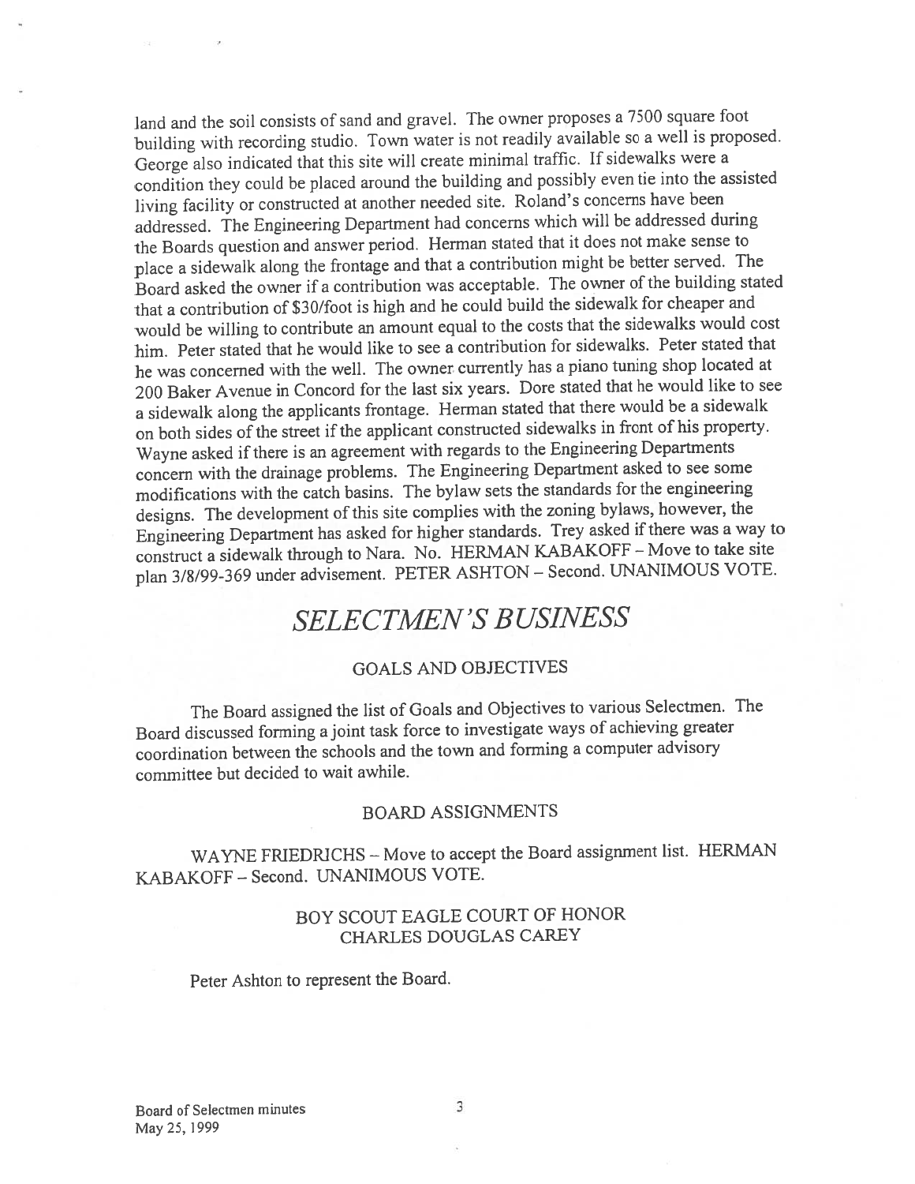land and the soil consists of sand and gravel. The owner proposes a 7500 square foot building with recording studio. Town water is not readily available so a well is proposed. George also indicated that this site will create minimal traffic. If sidewalks were a condition they could be placed around the building and possibly even tie into the assisted living facility or constructed at another needed site. Roland's concerns have been addressed. The Engineering Department had concerns which will be addressed during the Boards question and answer period. Herman stated that it does not make sense to place a sidewalk along the frontage and that a contribution might be better served. The Board asked the owner if a contribution was acceptable. The owner of the building stated that a contribution of $30/foot is high and he could build the sidewalk for cheaper and would be willing to contribute an amount equal to the costs that the sidewalks would cost him. Peter stated that he would like to see a contribution for sidewalks. Peter stated that he was concerned with the well. The owner currently has a piano tuning shop located at 200 Baker Avenue in Concord for the last six years. Dore stated that he would like to see a sidewalk along the applicants frontage. Herman stated that there would be a sidewalk on both sides of the street if the applicant constructed sidewalks in front of his property. Wayne asked if there is an agreement with regards to the Engineering Departments concern with the drainage problems. The Engineering Department asked to see some modifications with the catch basins. The bylaw sets the standards for the engineering designs. The development of this site complies with the zoning bylaws, however, the Engineering Department has asked for higher standards. Trey asked if there was a way to construct a sidewalk through to Nara. No. HERMAN KABAKOFF – Move to take site plan 3/8/99-369 under advisement. PETER ASHTON – Second. UNANIMOUS VOTE.

# *SELECTMEN'S BUSINESS*

### GOALS AND OBJECTIVES

The Board assigned the list of Goals and Objectives to various Selectmen. The Board discussed forming a joint task force to investigate ways of achieving greater coordination between the schools and the town and forming a computer advisory committee but decided to wait awhile.

### BOARD ASSIGNMENTS

WAYNE FRIEDRICHS – Move to accept the Board assignment list. HERMAN KABAKOFF – Second. UNANIMOUS VOTE.

### BOY SCOUT EAGLE COURT OF HONOR
### CHARLES DOUGLAS CAREY

Peter Ashton to represent the Board.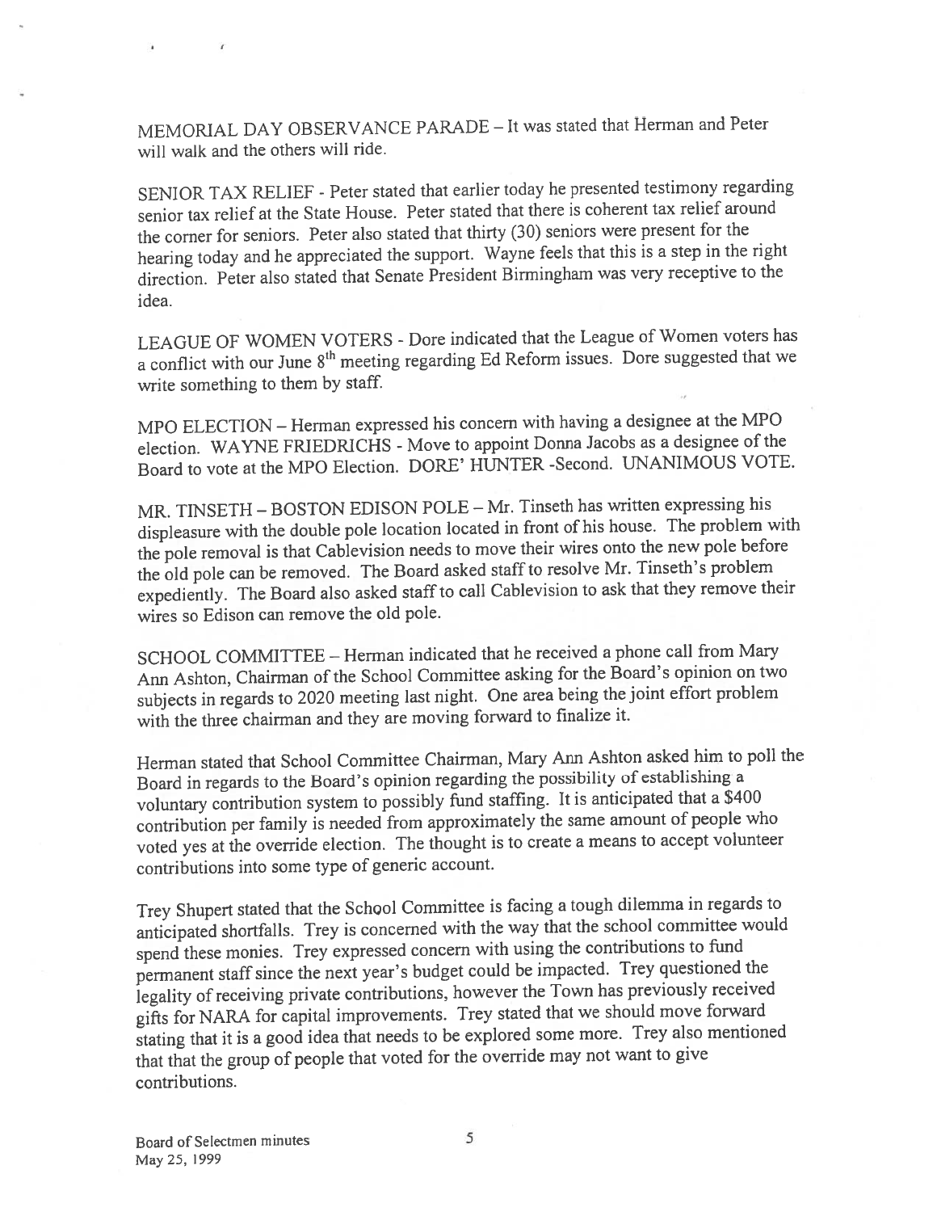MEMORIAL DAY OBSERVANCE PARADE – It was stated that Herman and Peter will walk and the others will ride.

SENIOR TAX RELIEF - Peter stated that earlier today he presented testimony regarding senior tax relief at the State House. Peter stated that there is coherent tax relief around the corner for seniors. Peter also stated that thirty (30) seniors were present for the hearing today and he appreciated the support. Wayne feels that this is a step in the right direction. Peter also stated that Senate President Birmingham was very receptive to the idea.

LEAGUE OF WOMEN VOTERS - Dore indicated that the League of Women voters has a conflict with our June 8th meeting regarding Ed Reform issues. Dore suggested that we write something to them by staff.

MPO ELECTION – Herman expressed his concern with having a designee at the MPO election. WAYNE FRIEDRICHS - Move to appoint Donna Jacobs as a designee of the Board to vote at the MPO Election. DORE' HUNTER -Second. UNANIMOUS VOTE.

MR. TINSETH – BOSTON EDISON POLE – Mr. Tinseth has written expressing his displeasure with the double pole location located in front of his house. The problem with the pole removal is that Cablevision needs to move their wires onto the new pole before the old pole can be removed. The Board asked staff to resolve Mr. Tinseth's problem expediently. The Board also asked staff to call Cablevision to ask that they remove their wires so Edison can remove the old pole.

SCHOOL COMMITTEE – Herman indicated that he received a phone call from Mary Ann Ashton, Chairman of the School Committee asking for the Board's opinion on two subjects in regards to 2020 meeting last night. One area being the joint effort problem with the three chairman and they are moving forward to finalize it.

Herman stated that School Committee Chairman, Mary Ann Ashton asked him to poll the Board in regards to the Board's opinion regarding the possibility of establishing a voluntary contribution system to possibly fund staffing. It is anticipated that a $400 contribution per family is needed from approximately the same amount of people who voted yes at the override election. The thought is to create a means to accept volunteer contributions into some type of generic account.

Trey Shupert stated that the School Committee is facing a tough dilemma in regards to anticipated shortfalls. Trey is concerned with the way that the school committee would spend these monies. Trey expressed concern with using the contributions to fund permanent staff since the next year's budget could be impacted. Trey questioned the legality of receiving private contributions, however the Town has previously received gifts for NARA for capital improvements. Trey stated that we should move forward stating that it is a good idea that needs to be explored some more. Trey also mentioned that that the group of people that voted for the override may not want to give contributions.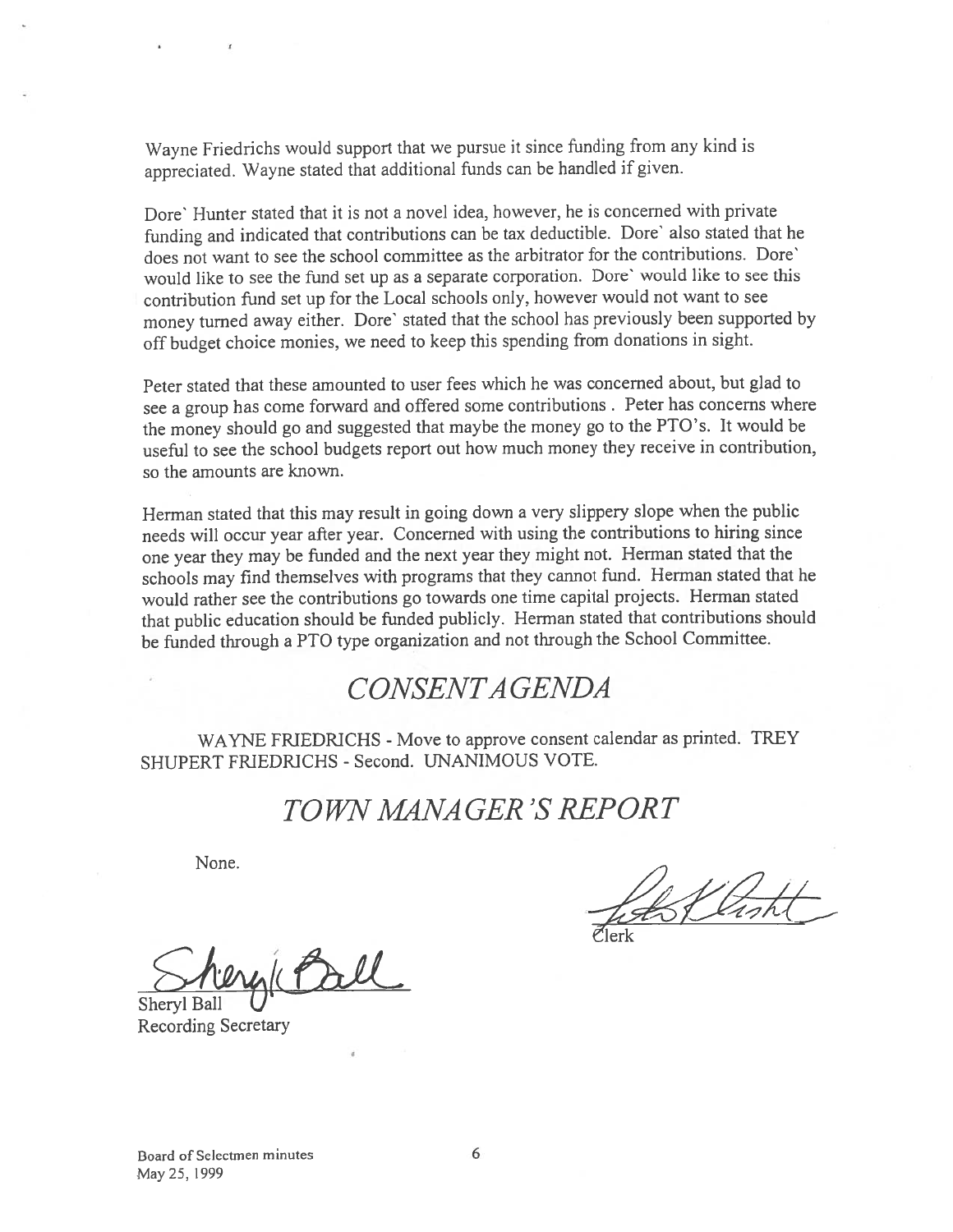Wayne Friedrichs would support that we pursue it since funding from any kind is appreciated. Wayne stated that additional funds can be handled if given.

Dore` Hunter stated that it is not a novel idea, however, he is concerned with private funding and indicated that contributions can be tax deductible. Dore` also stated that he does not want to see the school committee as the arbitrator for the contributions. Dore` would like to see the fund set up as a separate corporation. Dore` would like to see this contribution fund set up for the Local schools only, however would not want to see money turned away either. Dore` stated that the school has previously been supported by off budget choice monies, we need to keep this spending from donations in sight.

Peter stated that these amounted to user fees which he was concerned about, but glad to see a group has come forward and offered some contributions . Peter has concerns where the money should go and suggested that maybe the money go to the PTO's. It would be useful to see the school budgets report out how much money they receive in contribution, so the amounts are known.

Herman stated that this may result in going down a very slippery slope when the public needs will occur year after year. Concerned with using the contributions to hiring since one year they may be funded and the next year they might not. Herman stated that the schools may find themselves with programs that they cannot fund. Herman stated that he would rather see the contributions go towards one time capital projects. Herman stated that public education should be funded publicly. Herman stated that contributions should be funded through a PTO type organization and not through the School Committee.

## *CONSENT AGENDA*

WAYNE FRIEDRICHS - Move to approve consent calendar as printed. TREY SHUPERT FRIEDRICHS - Second. UNANIMOUS VOTE.

## *TOWN MANAGER'S REPORT*

None.

Clerk

Sheryl Ball
Recording Secretary

Board of Selectmen minutes
May 25, 1999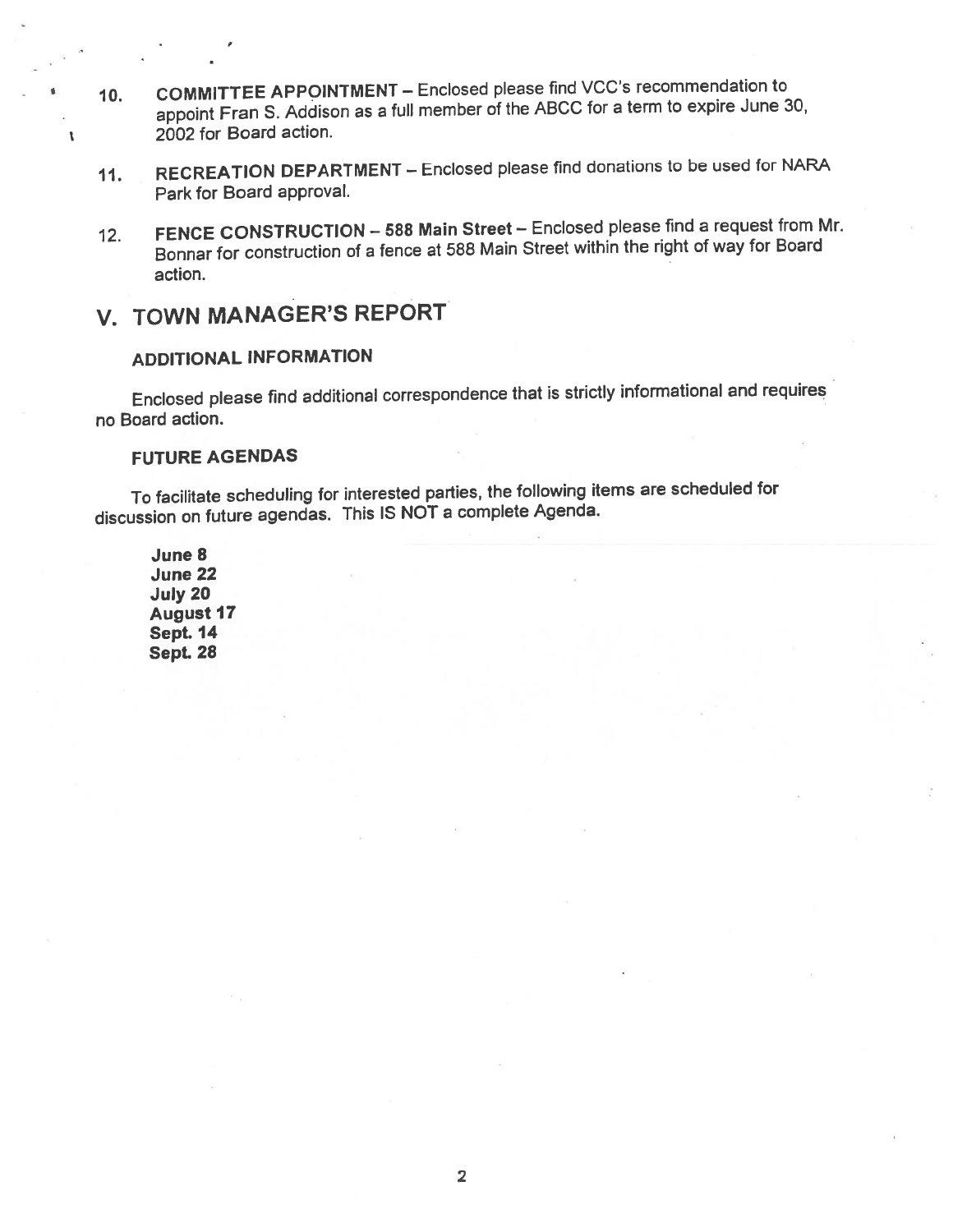10. **COMMITTEE APPOINTMENT** – Enclosed please find VCC's recommendation to appoint Fran S. Addison as a full member of the ABCC for a term to expire June 30, 2002 for Board action.

11. **RECREATION DEPARTMENT** – Enclosed please find donations to be used for NARA Park for Board approval.

12. **FENCE CONSTRUCTION – 588 Main Street** – Enclosed please find a request from Mr. Bonnar for construction of a fence at 588 Main Street within the right of way for Board action.

## V. TOWN MANAGER'S REPORT

### ADDITIONAL INFORMATION

Enclosed please find additional correspondence that is strictly informational and requires no Board action.

### FUTURE AGENDAS

To facilitate scheduling for interested parties, the following items are scheduled for discussion on future agendas. This IS NOT a complete Agenda.

**June 8**
**June 22**
**July 20**
**August 17**
**Sept. 14**
**Sept. 28**